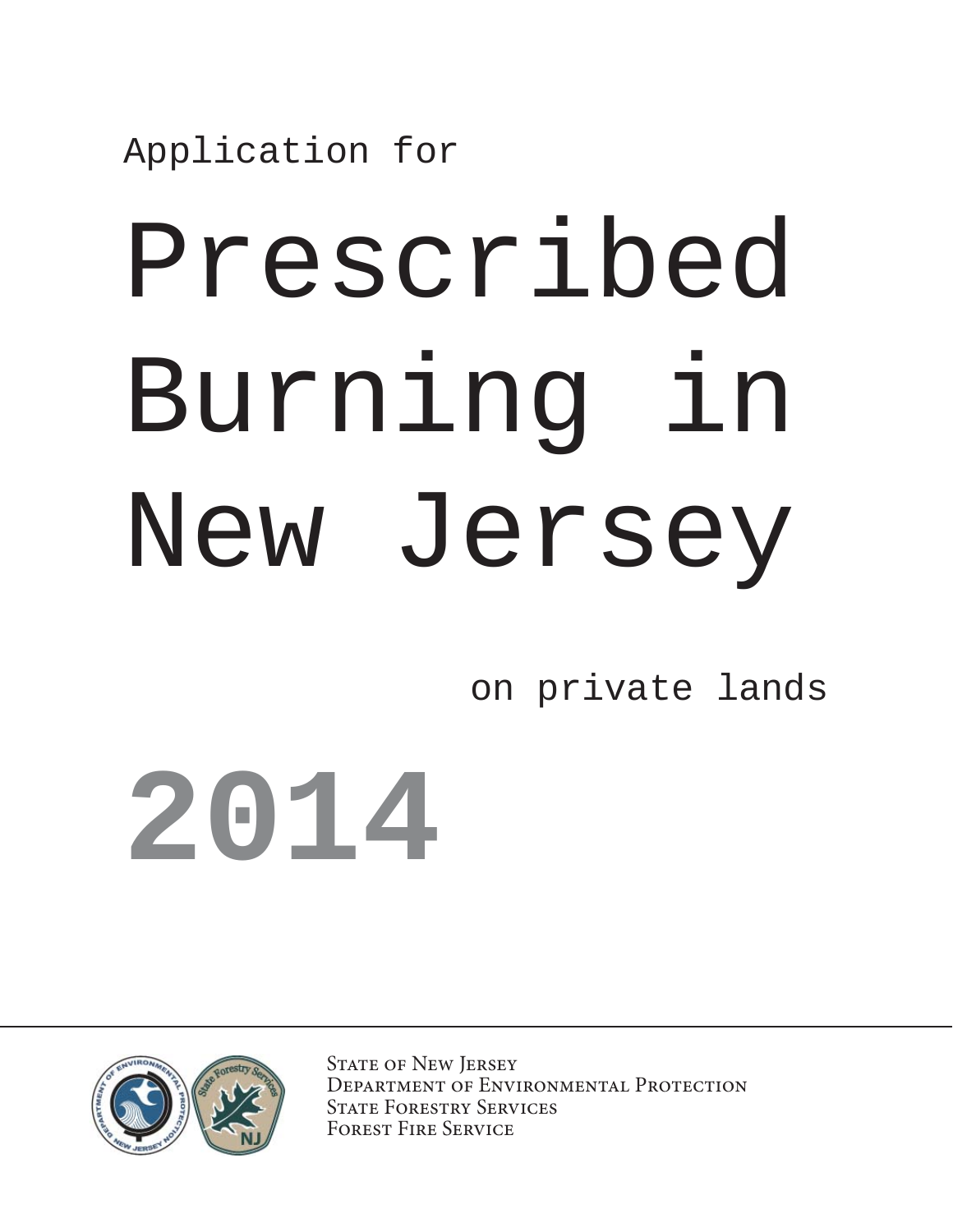Application for

# Prescribed Burning in New Jersey

on private lands

**2014**

State of New Jersey
Department of Environmental Protection
State Forestry Services
Forest Fire Service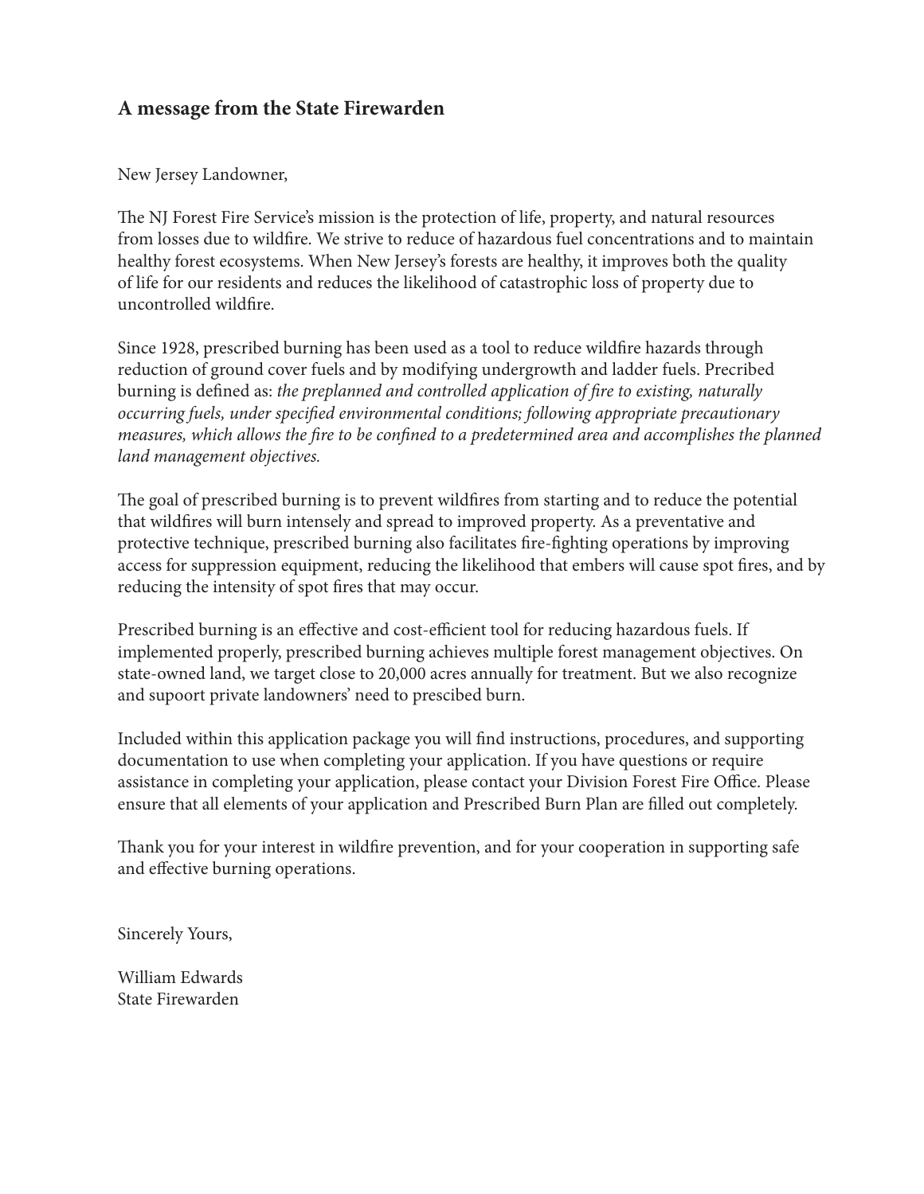## A message from the State Firewarden

New Jersey Landowner,

The NJ Forest Fire Service's mission is the protection of life, property, and natural resources from losses due to wildfire. We strive to reduce of hazardous fuel concentrations and to maintain healthy forest ecosystems. When New Jersey's forests are healthy, it improves both the quality of life for our residents and reduces the likelihood of catastrophic loss of property due to uncontrolled wildfire.

Since 1928, prescribed burning has been used as a tool to reduce wildfire hazards through reduction of ground cover fuels and by modifying undergrowth and ladder fuels. Precribed burning is defined as: *the preplanned and controlled application of fire to existing, naturally occurring fuels, under specified environmental conditions; following appropriate precautionary measures, which allows the fire to be confined to a predetermined area and accomplishes the planned land management objectives.*

The goal of prescribed burning is to prevent wildfires from starting and to reduce the potential that wildfires will burn intensely and spread to improved property. As a preventative and protective technique, prescribed burning also facilitates fire-fighting operations by improving access for suppression equipment, reducing the likelihood that embers will cause spot fires, and by reducing the intensity of spot fires that may occur.

Prescribed burning is an effective and cost-efficient tool for reducing hazardous fuels. If implemented properly, prescribed burning achieves multiple forest management objectives. On state-owned land, we target close to 20,000 acres annually for treatment. But we also recognize and supoort private landowners' need to prescibed burn.

Included within this application package you will find instructions, procedures, and supporting documentation to use when completing your application. If you have questions or require assistance in completing your application, please contact your Division Forest Fire Office. Please ensure that all elements of your application and Prescribed Burn Plan are filled out completely.

Thank you for your interest in wildfire prevention, and for your cooperation in supporting safe and effective burning operations.

Sincerely Yours,

William Edwards
State Firewarden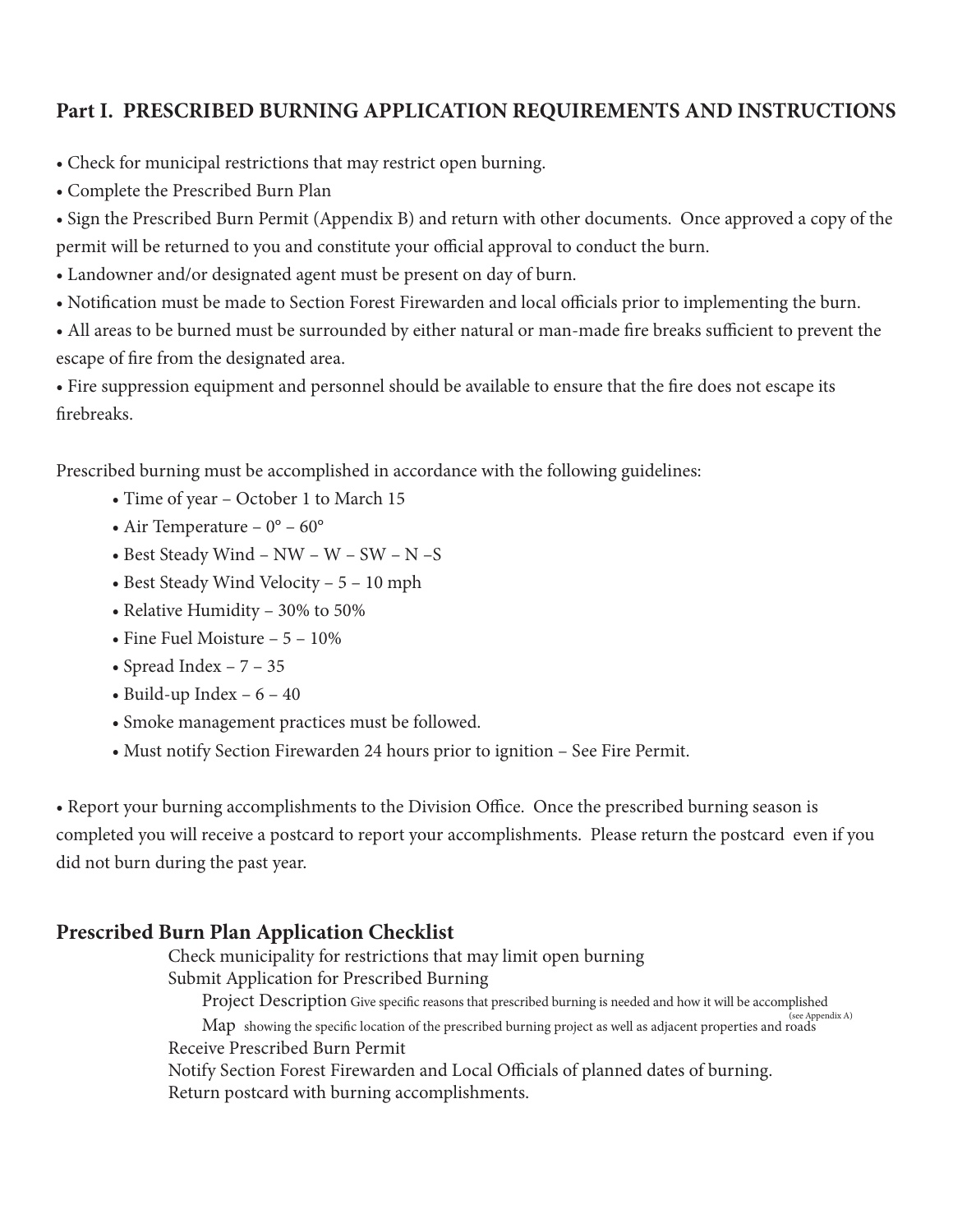## Part I. PRESCRIBED BURNING APPLICATION REQUIREMENTS AND INSTRUCTIONS

- Check for municipal restrictions that may restrict open burning.
- Complete the Prescribed Burn Plan
- Sign the Prescribed Burn Permit (Appendix B) and return with other documents. Once approved a copy of the permit will be returned to you and constitute your official approval to conduct the burn.
- Landowner and/or designated agent must be present on day of burn.
- Notification must be made to Section Forest Firewarden and local officials prior to implementing the burn.
- All areas to be burned must be surrounded by either natural or man-made fire breaks sufficient to prevent the escape of fire from the designated area.
- Fire suppression equipment and personnel should be available to ensure that the fire does not escape its firebreaks.

Prescribed burning must be accomplished in accordance with the following guidelines:

- Time of year – October 1 to March 15
- Air Temperature – 0° – 60°
- Best Steady Wind – NW – W – SW – N –S
- Best Steady Wind Velocity – 5 – 10 mph
- Relative Humidity – 30% to 50%
- Fine Fuel Moisture – 5 – 10%
- Spread Index – 7 – 35
- Build-up Index – 6 – 40
- Smoke management practices must be followed.
- Must notify Section Firewarden 24 hours prior to ignition – See Fire Permit.

- Report your burning accomplishments to the Division Office. Once the prescribed burning season is completed you will receive a postcard to report your accomplishments. Please return the postcard even if you did not burn during the past year.

### Prescribed Burn Plan Application Checklist

- Check municipality for restrictions that may limit open burning
- Submit Application for Prescribed Burning
  - Project Description Give specific reasons that prescribed burning is needed and how it will be accomplished
  - Map showing the specific location of the prescribed burning project as well as adjacent properties and roads (see Appendix A)
- Receive Prescribed Burn Permit
- Notify Section Forest Firewarden and Local Officials of planned dates of burning.
- Return postcard with burning accomplishments.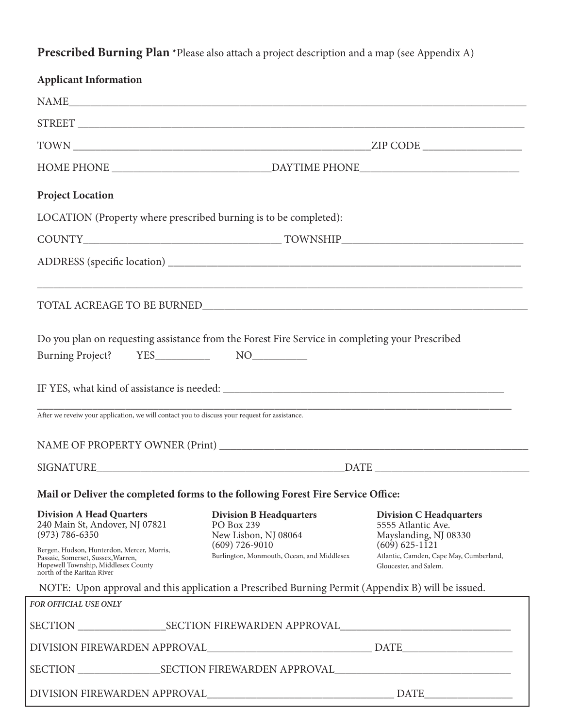**Prescribed Burning Plan** *Please also attach a project description and a map (see Appendix A)

**Applicant Information**

NAME_______________________________________________________________________________

STREET _____________________________________________________________________________

TOWN ___________________________________________________ZIP CODE _________________

HOME PHONE ___________________________DAYTIME PHONE___________________________

**Project Location**

LOCATION (Property where prescribed burning is to be completed):

COUNTY_________________________________ TOWNSHIP_____________________________

ADDRESS (specific location) __________________________________________________________

____________________________________________________________________________________

TOTAL ACREAGE TO BE BURNED_______________________________________________________

Do you plan on requesting assistance from the Forest Fire Service in completing your Prescribed Burning Project? YES__________ NO__________

IF YES, what kind of assistance is needed: _____________________________________________

____________________________________________________________________________________

After we reveiw your application, we will contact you to discuss your request for assistance.

NAME OF PROPERTY OWNER (Print) ____________________________________________________

SIGNATURE__________________________________________DATE ________________________

**Mail or Deliver the completed forms to the following Forest Fire Service Office:**

**Division A Head Quarters**
240 Main St, Andover, NJ 07821
(973) 786-6350
Bergen, Hudson, Hunterdon, Mercer, Morris, Passaic, Somerset, Sussex,Warren, Hopewell Township, Middlesex County north of the Raritan River

**Division B Headquarters**
PO Box 239
New Lisbon, NJ 08064
(609) 726-9010
Burlington, Monmouth, Ocean, and Middlesex

**Division C Headquarters**
5555 Atlantic Ave.
Mayslanding, NJ 08330
(609) 625-1121
Atlantic, Camden, Cape May, Cumberland, Gloucester, and Salem.

NOTE: Upon approval and this application a Prescribed Burning Permit (Appendix B) will be issued.

*FOR OFFICIAL USE ONLY*

SECTION ________________SECTION FIREWARDEN APPROVAL_____________________________

DIVISION FIREWARDEN APPROVAL_____________________________ DATE___________________

SECTION _______________SECTION FIREWARDEN APPROVAL______________________________

DIVISION FIREWARDEN APPROVAL__________________________________ DATE________________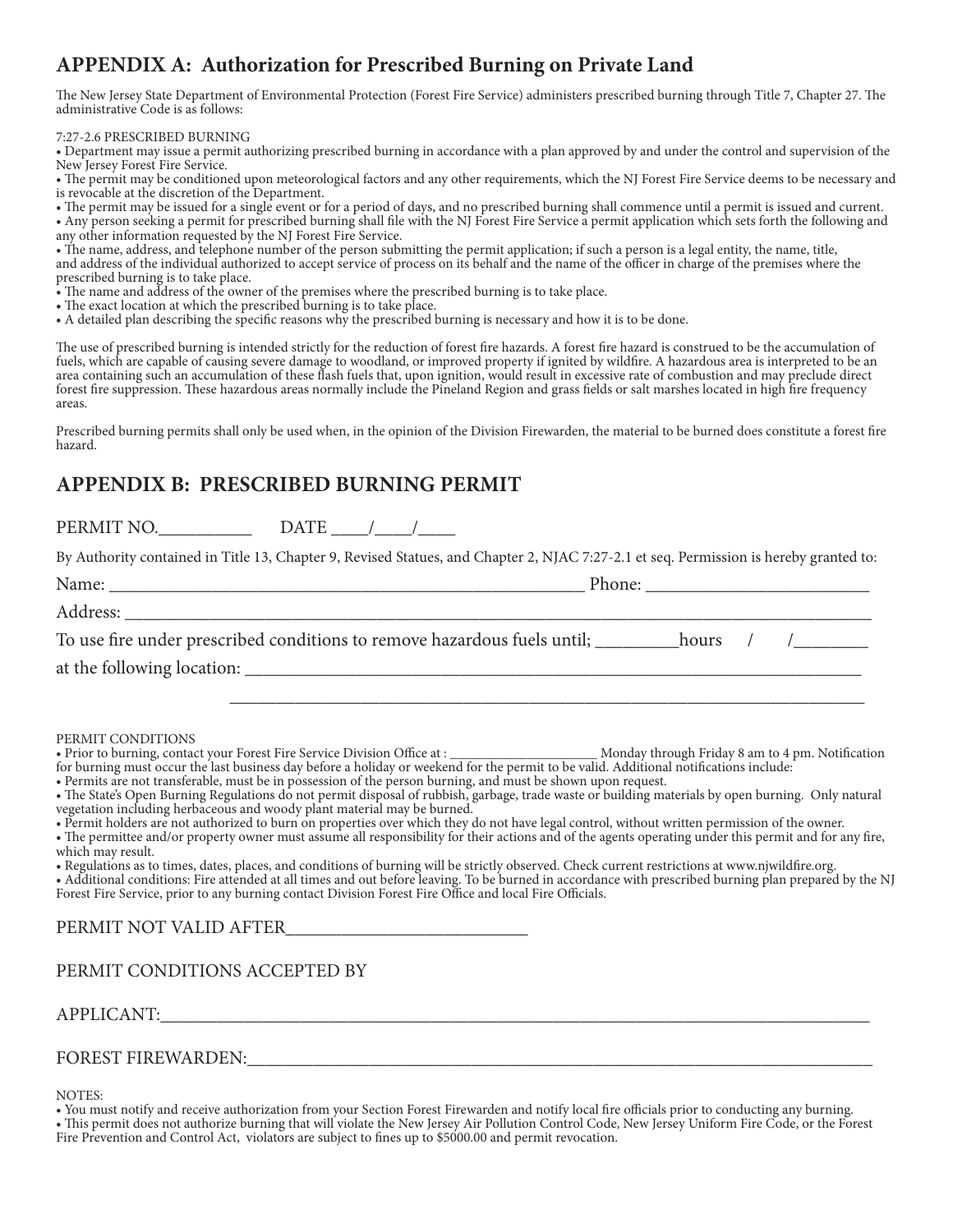## APPENDIX A: Authorization for Prescribed Burning on Private Land

The New Jersey State Department of Environmental Protection (Forest Fire Service) administers prescribed burning through Title 7, Chapter 27. The administrative Code is as follows:

7:27-2.6 PRESCRIBED BURNING

- Department may issue a permit authorizing prescribed burning in accordance with a plan approved by and under the control and supervision of the New Jersey Forest Fire Service.
- The permit may be conditioned upon meteorological factors and any other requirements, which the NJ Forest Fire Service deems to be necessary and is revocable at the discretion of the Department.
- The permit may be issued for a single event or for a period of days, and no prescribed burning shall commence until a permit is issued and current.
- Any person seeking a permit for prescribed burning shall file with the NJ Forest Fire Service a permit application which sets forth the following and any other information requested by the NJ Forest Fire Service.
- The name, address, and telephone number of the person submitting the permit application; if such a person is a legal entity, the name, title, and address of the individual authorized to accept service of process on its behalf and the name of the officer in charge of the premises where the prescribed burning is to take place.
- The name and address of the owner of the premises where the prescribed burning is to take place.
- The exact location at which the prescribed burning is to take place.
- A detailed plan describing the specific reasons why the prescribed burning is necessary and how it is to be done.

The use of prescribed burning is intended strictly for the reduction of forest fire hazards. A forest fire hazard is construed to be the accumulation of fuels, which are capable of causing severe damage to woodland, or improved property if ignited by wildfire. A hazardous area is interpreted to be an area containing such an accumulation of these flash fuels that, upon ignition, would result in excessive rate of combustion and may preclude direct forest fire suppression. These hazardous areas normally include the Pineland Region and grass fields or salt marshes located in high fire frequency areas.

Prescribed burning permits shall only be used when, in the opinion of the Division Firewarden, the material to be burned does constitute a forest fire hazard.

## APPENDIX B: PRESCRIBED BURNING PERMIT

PERMIT NO.__________ DATE ____/____/____

By Authority contained in Title 13, Chapter 9, Revised Statues, and Chapter 2, NJAC 7:27-2.1 et seq. Permission is hereby granted to:

Name: ______________________________________________________ Phone: ________________________

Address: ________________________________________________________________________________

To use fire under prescribed conditions to remove hazardous fuels until; _________hours / /________

at the following location: ____________________________________________________________________

____________________________________________________________________________

PERMIT CONDITIONS

- Prior to burning, contact your Forest Fire Service Division Office at : ____________________ Monday through Friday 8 am to 4 pm. Notification for burning must occur the last business day before a holiday or weekend for the permit to be valid. Additional notifications include:
- Permits are not transferable, must be in possession of the person burning, and must be shown upon request.
- The State's Open Burning Regulations do not permit disposal of rubbish, garbage, trade waste or building materials by open burning. Only natural vegetation including herbaceous and woody plant material may be burned.
- Permit holders are not authorized to burn on properties over which they do not have legal control, without written permission of the owner.
- The permittee and/or property owner must assume all responsibility for their actions and of the agents operating under this permit and for any fire, which may result.
- Regulations as to times, dates, places, and conditions of burning will be strictly observed. Check current restrictions at www.njwildfire.org.
- Additional conditions: Fire attended at all times and out before leaving. To be burned in accordance with prescribed burning plan prepared by the NJ Forest Fire Service, prior to any burning contact Division Forest Fire Office and local Fire Officials.

PERMIT NOT VALID AFTER__________________________

PERMIT CONDITIONS ACCEPTED BY

APPLICANT:________________________________________________________________________________

FOREST FIREWARDEN:_______________________________________________________________________

NOTES:

- You must notify and receive authorization from your Section Forest Firewarden and notify local fire officials prior to conducting any burning.
- This permit does not authorize burning that will violate the New Jersey Air Pollution Control Code, New Jersey Uniform Fire Code, or the Forest Fire Prevention and Control Act, violators are subject to fines up to $5000.00 and permit revocation.